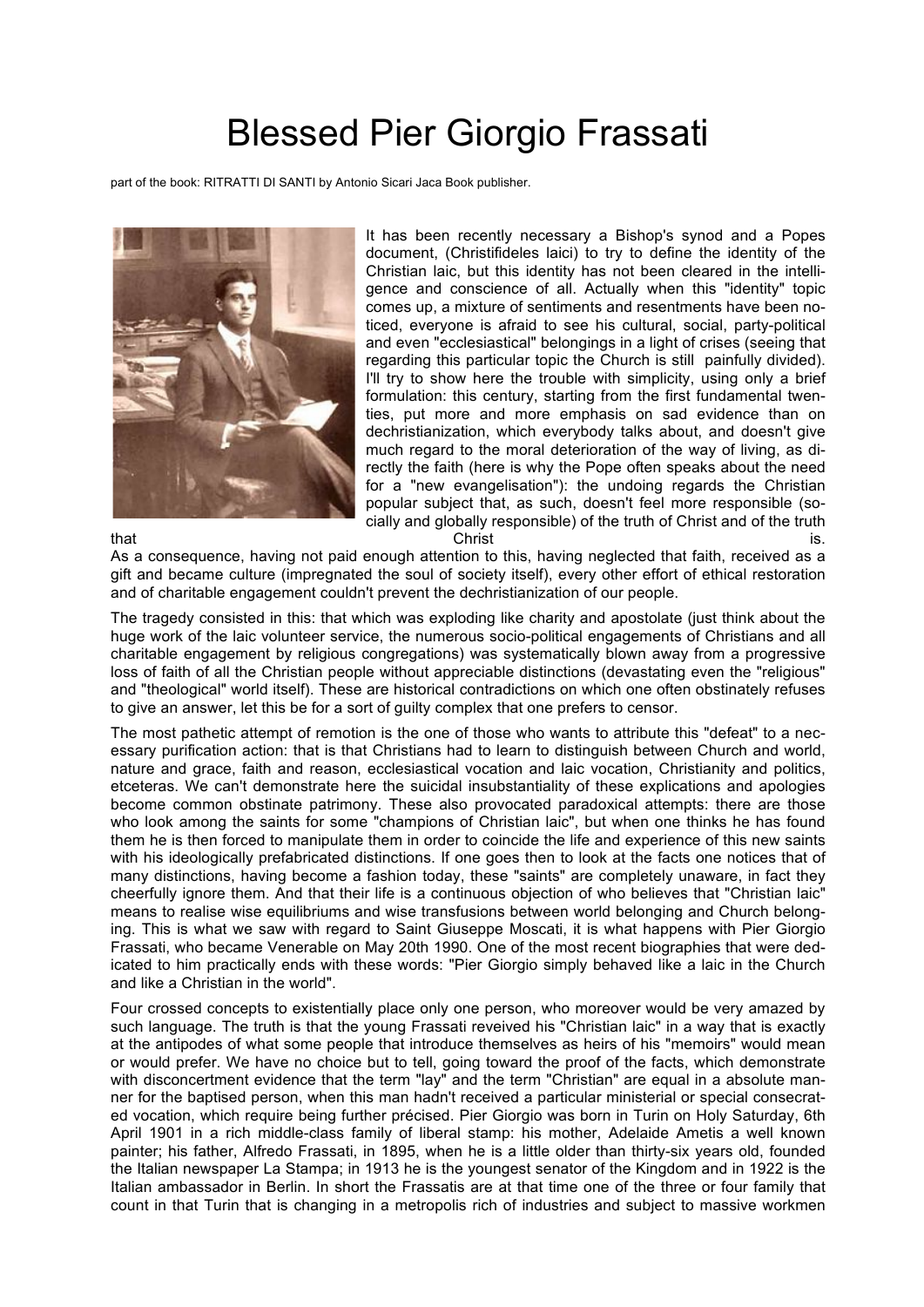# Blessed Pier Giorgio Frassati

part of the book: RITRATTI DI SANTI by Antonio Sicari Jaca Book publisher.

It has been recently necessary a Bishop's synod and a Popes document, (Christifideles laici) to try to define the identity of the Christian laic, but this identity has not been cleared in the intelligence and conscience of all. Actually when this "identity" topic comes up, a mixture of sentiments and resentments have been noticed, everyone is afraid to see his cultural, social, party-political and even "ecclesiastical" belongings in a light of crises (seeing that regarding this particular topic the Church is still painfully divided). I'll try to show here the trouble with simplicity, using only a brief formulation: this century, starting from the first fundamental twenties, put more and more emphasis on sad evidence than on dechristianization, which everybody talks about, and doesn't give much regard to the moral deterioration of the way of living, as directly the faith (here is why the Pope often speaks about the need for a "new evangelisation"): the undoing regards the Christian popular subject that, as such, doesn't feel more responsible (socially and globally responsible) of the truth of Christ and of the truth that Christ is.

As a consequence, having not paid enough attention to this, having neglected that faith, received as a gift and became culture (impregnated the soul of society itself), every other effort of ethical restoration and of charitable engagement couldn't prevent the dechristianization of our people.

The tragedy consisted in this: that which was exploding like charity and apostolate (just think about the huge work of the laic volunteer service, the numerous socio-political engagements of Christians and all charitable engagement by religious congregations) was systematically blown away from a progressive loss of faith of all the Christian people without appreciable distinctions (devastating even the "religious" and "theological" world itself). These are historical contradictions on which one often obstinately refuses to give an answer, let this be for a sort of guilty complex that one prefers to censor.

The most pathetic attempt of remotion is the one of those who wants to attribute this "defeat" to a necessary purification action: that is that Christians had to learn to distinguish between Church and world, nature and grace, faith and reason, ecclesiastical vocation and laic vocation, Christianity and politics, etceteras. We can't demonstrate here the suicidal insubstantiality of these explications and apologies become common obstinate patrimony. These also provocated paradoxical attempts: there are those who look among the saints for some "champions of Christian laic", but when one thinks he has found them he is then forced to manipulate them in order to coincide the life and experience of this new saints with his ideologically prefabricated distinctions. If one goes then to look at the facts one notices that of many distinctions, having become a fashion today, these "saints" are completely unaware, in fact they cheerfully ignore them. And that their life is a continuous objection of who believes that "Christian laic" means to realise wise equilibriums and wise transfusions between world belonging and Church belonging. This is what we saw with regard to Saint Giuseppe Moscati, it is what happens with Pier Giorgio Frassati, who became Venerable on May 20th 1990. One of the most recent biographies that were dedicated to him practically ends with these words: "Pier Giorgio simply behaved like a laic in the Church and like a Christian in the world".

Four crossed concepts to existentially place only one person, who moreover would be very amazed by such language. The truth is that the young Frassati reveived his "Christian laic" in a way that is exactly at the antipodes of what some people that introduce themselves as heirs of his "memoirs" would mean or would prefer. We have no choice but to tell, going toward the proof of the facts, which demonstrate with disconcertment evidence that the term "lay" and the term "Christian" are equal in a absolute manner for the baptised person, when this man hadn't received a particular ministerial or special consecrated vocation, which require being further précised. Pier Giorgio was born in Turin on Holy Saturday, 6th April 1901 in a rich middle-class family of liberal stamp: his mother, Adelaide Ametis a well known painter; his father, Alfredo Frassati, in 1895, when he is a little older than thirty-six years old, founded the Italian newspaper La Stampa; in 1913 he is the youngest senator of the Kingdom and in 1922 is the Italian ambassador in Berlin. In short the Frassatis are at that time one of the three or four family that count in that Turin that is changing in a metropolis rich of industries and subject to massive workmen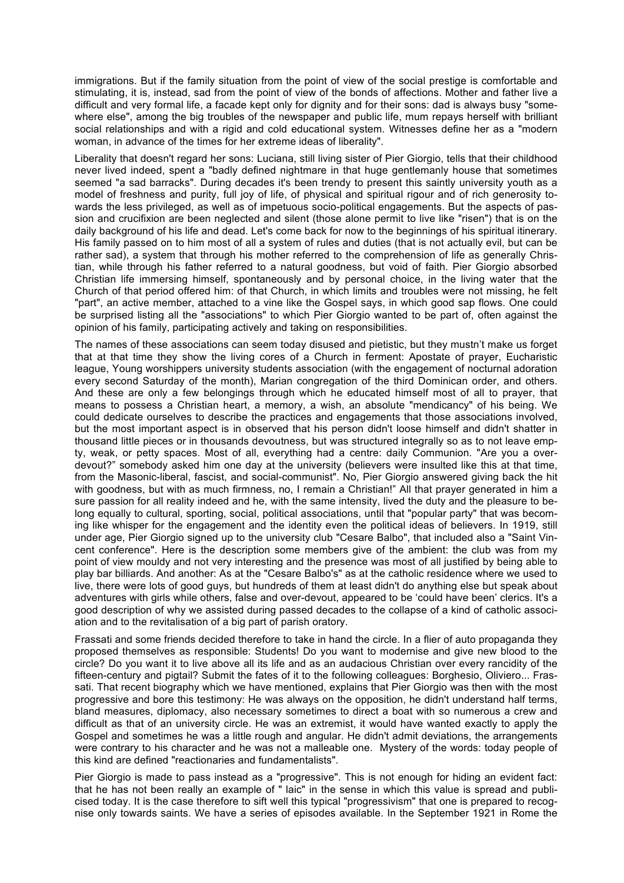immigrations. But if the family situation from the point of view of the social prestige is comfortable and stimulating, it is, instead, sad from the point of view of the bonds of affections. Mother and father live a difficult and very formal life, a facade kept only for dignity and for their sons: dad is always busy "somewhere else", among the big troubles of the newspaper and public life, mum repays herself with brilliant social relationships and with a rigid and cold educational system. Witnesses define her as a "modern woman, in advance of the times for her extreme ideas of liberality".

Liberality that doesn't regard her sons: Luciana, still living sister of Pier Giorgio, tells that their childhood never lived indeed, spent a "badly defined nightmare in that huge gentlemanly house that sometimes seemed "a sad barracks". During decades it's been trendy to present this saintly university youth as a model of freshness and purity, full joy of life, of physical and spiritual rigour and of rich generosity towards the less privileged, as well as of impetuous socio-political engagements. But the aspects of passion and crucifixion are been neglected and silent (those alone permit to live like "risen") that is on the daily background of his life and dead. Let's come back for now to the beginnings of his spiritual itinerary. His family passed on to him most of all a system of rules and duties (that is not actually evil, but can be rather sad), a system that through his mother referred to the comprehension of life as generally Christian, while through his father referred to a natural goodness, but void of faith. Pier Giorgio absorbed Christian life immersing himself, spontaneously and by personal choice, in the living water that the Church of that period offered him: of that Church, in which limits and troubles were not missing, he felt "part", an active member, attached to a vine like the Gospel says, in which good sap flows. One could be surprised listing all the "associations" to which Pier Giorgio wanted to be part of, often against the opinion of his family, participating actively and taking on responsibilities.

The names of these associations can seem today disused and pietistic, but they mustn't make us forget that at that time they show the living cores of a Church in ferment: Apostate of prayer, Eucharistic league, Young worshippers university students association (with the engagement of nocturnal adoration every second Saturday of the month), Marian congregation of the third Dominican order, and others. And these are only a few belongings through which he educated himself most of all to prayer, that means to possess a Christian heart, a memory, a wish, an absolute "mendicancy" of his being. We could dedicate ourselves to describe the practices and engagements that those associations involved, but the most important aspect is in observed that his person didn't loose himself and didn't shatter in thousand little pieces or in thousands devoutness, but was structured integrally so as to not leave empty, weak, or petty spaces. Most of all, everything had a centre: daily Communion. "Are you a over-devout?" somebody asked him one day at the university (believers were insulted like this at that time, from the Masonic-liberal, fascist, and social-communist". No, Pier Giorgio answered giving back the hit with goodness, but with as much firmness, no, I remain a Christian!" All that prayer generated in him a sure passion for all reality indeed and he, with the same intensity, lived the duty and the pleasure to belong equally to cultural, sporting, social, political associations, until that "popular party" that was becoming like whisper for the engagement and the identity even the political ideas of believers. In 1919, still under age, Pier Giorgio signed up to the university club "Cesare Balbo", that included also a "Saint Vincent conference". Here is the description some members give of the ambient: the club was from my point of view mouldy and not very interesting and the presence was most of all justified by being able to play bar billiards. And another: As at the "Cesare Balbo's" as at the catholic residence where we used to live, there were lots of good guys, but hundreds of them at least didn't do anything else but speak about adventures with girls while others, false and over-devout, appeared to be 'could have been' clerics. It's a good description of why we assisted during passed decades to the collapse of a kind of catholic association and to the revitalisation of a big part of parish oratory.

Frassati and some friends decided therefore to take in hand the circle. In a flier of auto propaganda they proposed themselves as responsible: Students! Do you want to modernise and give new blood to the circle? Do you want it to live above all its life and as an audacious Christian over every rancidity of the fifteen-century and pigtail? Submit the fates of it to the following colleagues: Borghesio, Oliviero... Frassati. That recent biography which we have mentioned, explains that Pier Giorgio was then with the most progressive and bore this testimony: He was always on the opposition, he didn't understand half terms, bland measures, diplomacy, also necessary sometimes to direct a boat with so numerous a crew and difficult as that of an university circle. He was an extremist, it would have wanted exactly to apply the Gospel and sometimes he was a little rough and angular. He didn't admit deviations, the arrangements were contrary to his character and he was not a malleable one. Mystery of the words: today people of this kind are defined "reactionaries and fundamentalists".

Pier Giorgio is made to pass instead as a "progressive". This is not enough for hiding an evident fact: that he has not been really an example of " laic" in the sense in which this value is spread and publicised today. It is the case therefore to sift well this typical "progressivism" that one is prepared to recognise only towards saints. We have a series of episodes available. In the September 1921 in Rome the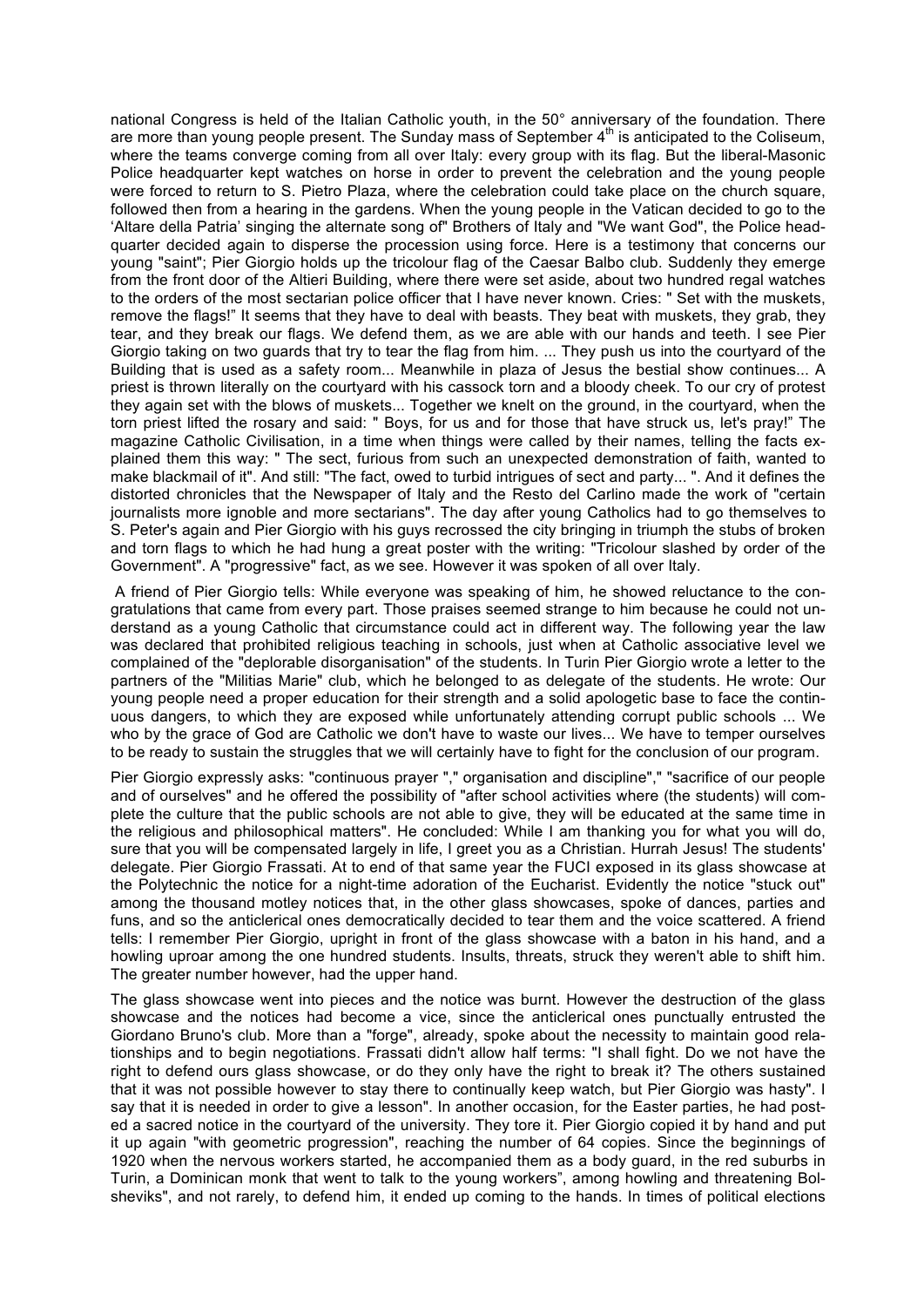national Congress is held of the Italian Catholic youth, in the 50° anniversary of the foundation. There are more than young people present. The Sunday mass of September 4th is anticipated to the Coliseum, where the teams converge coming from all over Italy: every group with its flag. But the liberal-Masonic Police headquarter kept watches on horse in order to prevent the celebration and the young people were forced to return to S. Pietro Plaza, where the celebration could take place on the church square, followed then from a hearing in the gardens. When the young people in the Vatican decided to go to the 'Altare della Patria' singing the alternate song of" Brothers of Italy and "We want God", the Police headquarter decided again to disperse the procession using force. Here is a testimony that concerns our young "saint"; Pier Giorgio holds up the tricolour flag of the Caesar Balbo club. Suddenly they emerge from the front door of the Altieri Building, where there were set aside, about two hundred regal watches to the orders of the most sectarian police officer that I have never known. Cries: " Set with the muskets, remove the flags!" It seems that they have to deal with beasts. They beat with muskets, they grab, they tear, and they break our flags. We defend them, as we are able with our hands and teeth. I see Pier Giorgio taking on two guards that try to tear the flag from him. ... They push us into the courtyard of the Building that is used as a safety room... Meanwhile in plaza of Jesus the bestial show continues... A priest is thrown literally on the courtyard with his cassock torn and a bloody cheek. To our cry of protest they again set with the blows of muskets... Together we knelt on the ground, in the courtyard, when the torn priest lifted the rosary and said: " Boys, for us and for those that have struck us, let's pray!" The magazine Catholic Civilisation, in a time when things were called by their names, telling the facts explained them this way: " The sect, furious from such an unexpected demonstration of faith, wanted to make blackmail of it". And still: "The fact, owed to turbid intrigues of sect and party... ". And it defines the distorted chronicles that the Newspaper of Italy and the Resto del Carlino made the work of "certain journalists more ignoble and more sectarians". The day after young Catholics had to go themselves to S. Peter's again and Pier Giorgio with his guys recrossed the city bringing in triumph the stubs of broken and torn flags to which he had hung a great poster with the writing: "Tricolour slashed by order of the Government". A "progressive" fact, as we see. However it was spoken of all over Italy.

A friend of Pier Giorgio tells: While everyone was speaking of him, he showed reluctance to the congratulations that came from every part. Those praises seemed strange to him because he could not understand as a young Catholic that circumstance could act in different way. The following year the law was declared that prohibited religious teaching in schools, just when at Catholic associative level we complained of the "deplorable disorganisation" of the students. In Turin Pier Giorgio wrote a letter to the partners of the "Militias Marie" club, which he belonged to as delegate of the students. He wrote: Our young people need a proper education for their strength and a solid apologetic base to face the continuous dangers, to which they are exposed while unfortunately attending corrupt public schools ... We who by the grace of God are Catholic we don't have to waste our lives... We have to temper ourselves to be ready to sustain the struggles that we will certainly have to fight for the conclusion of our program.

Pier Giorgio expressly asks: "continuous prayer "," organisation and discipline"," "sacrifice of our people and of ourselves" and he offered the possibility of "after school activities where (the students) will complete the culture that the public schools are not able to give, they will be educated at the same time in the religious and philosophical matters". He concluded: While I am thanking you for what you will do, sure that you will be compensated largely in life, I greet you as a Christian. Hurrah Jesus! The students' delegate. Pier Giorgio Frassati. At to end of that same year the FUCI exposed in its glass showcase at the Polytechnic the notice for a night-time adoration of the Eucharist. Evidently the notice "stuck out" among the thousand motley notices that, in the other glass showcases, spoke of dances, parties and funs, and so the anticlerical ones democratically decided to tear them and the voice scattered. A friend tells: I remember Pier Giorgio, upright in front of the glass showcase with a baton in his hand, and a howling uproar among the one hundred students. Insults, threats, struck they weren't able to shift him. The greater number however, had the upper hand.

The glass showcase went into pieces and the notice was burnt. However the destruction of the glass showcase and the notices had become a vice, since the anticlerical ones punctually entrusted the Giordano Bruno's club. More than a "forge", already, spoke about the necessity to maintain good relationships and to begin negotiations. Frassati didn't allow half terms: "I shall fight. Do we not have the right to defend ours glass showcase, or do they only have the right to break it? The others sustained that it was not possible however to stay there to continually keep watch, but Pier Giorgio was hasty". I say that it is needed in order to give a lesson". In another occasion, for the Easter parties, he had posted a sacred notice in the courtyard of the university. They tore it. Pier Giorgio copied it by hand and put it up again "with geometric progression", reaching the number of 64 copies. Since the beginnings of 1920 when the nervous workers started, he accompanied them as a body guard, in the red suburbs in Turin, a Dominican monk that went to talk to the young workers", among howling and threatening Bolsheviks", and not rarely, to defend him, it ended up coming to the hands. In times of political elections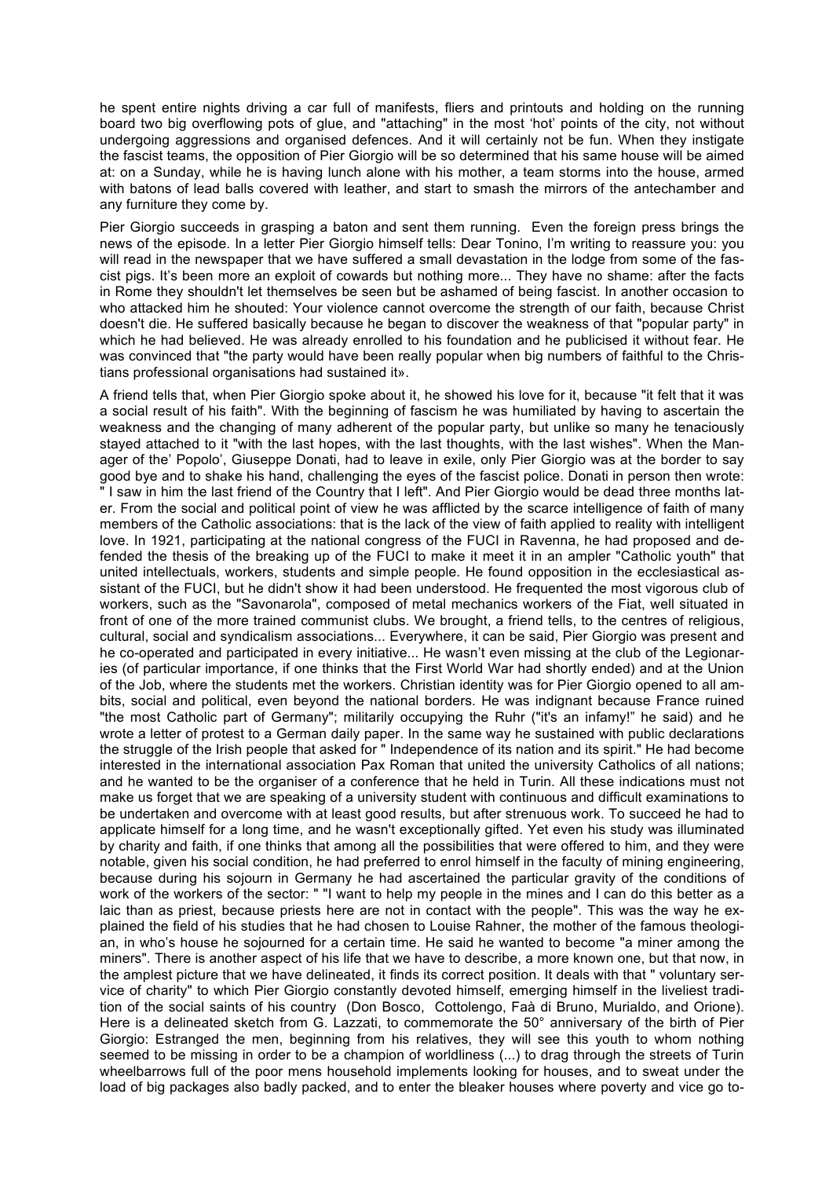he spent entire nights driving a car full of manifests, fliers and printouts and holding on the running board two big overflowing pots of glue, and "attaching" in the most 'hot' points of the city, not without undergoing aggressions and organised defences. And it will certainly not be fun. When they instigate the fascist teams, the opposition of Pier Giorgio will be so determined that his same house will be aimed at: on a Sunday, while he is having lunch alone with his mother, a team storms into the house, armed with batons of lead balls covered with leather, and start to smash the mirrors of the antechamber and any furniture they come by.

Pier Giorgio succeeds in grasping a baton and sent them running. Even the foreign press brings the news of the episode. In a letter Pier Giorgio himself tells: Dear Tonino, I'm writing to reassure you: you will read in the newspaper that we have suffered a small devastation in the lodge from some of the fascist pigs. It's been more an exploit of cowards but nothing more... They have no shame: after the facts in Rome they shouldn't let themselves be seen but be ashamed of being fascist. In another occasion to who attacked him he shouted: Your violence cannot overcome the strength of our faith, because Christ doesn't die. He suffered basically because he began to discover the weakness of that "popular party" in which he had believed. He was already enrolled to his foundation and he publicised it without fear. He was convinced that "the party would have been really popular when big numbers of faithful to the Christians professional organisations had sustained it».

A friend tells that, when Pier Giorgio spoke about it, he showed his love for it, because "it felt that it was a social result of his faith". With the beginning of fascism he was humiliated by having to ascertain the weakness and the changing of many adherent of the popular party, but unlike so many he tenaciously stayed attached to it "with the last hopes, with the last thoughts, with the last wishes". When the Manager of the' Popolo', Giuseppe Donati, had to leave in exile, only Pier Giorgio was at the border to say good bye and to shake his hand, challenging the eyes of the fascist police. Donati in person then wrote: " I saw in him the last friend of the Country that I left". And Pier Giorgio would be dead three months later. From the social and political point of view he was afflicted by the scarce intelligence of faith of many members of the Catholic associations: that is the lack of the view of faith applied to reality with intelligent love. In 1921, participating at the national congress of the FUCI in Ravenna, he had proposed and defended the thesis of the breaking up of the FUCI to make it meet it in an ampler "Catholic youth" that united intellectuals, workers, students and simple people. He found opposition in the ecclesiastical assistant of the FUCI, but he didn't show it had been understood. He frequented the most vigorous club of workers, such as the "Savonarola", composed of metal mechanics workers of the Fiat, well situated in front of one of the more trained communist clubs. We brought, a friend tells, to the centres of religious, cultural, social and syndicalism associations... Everywhere, it can be said, Pier Giorgio was present and he co-operated and participated in every initiative... He wasn't even missing at the club of the Legionaries (of particular importance, if one thinks that the First World War had shortly ended) and at the Union of the Job, where the students met the workers. Christian identity was for Pier Giorgio opened to all ambits, social and political, even beyond the national borders. He was indignant because France ruined "the most Catholic part of Germany"; militarily occupying the Ruhr ("it's an infamy!" he said) and he wrote a letter of protest to a German daily paper. In the same way he sustained with public declarations the struggle of the Irish people that asked for " Independence of its nation and its spirit." He had become interested in the international association Pax Roman that united the university Catholics of all nations; and he wanted to be the organiser of a conference that he held in Turin. All these indications must not make us forget that we are speaking of a university student with continuous and difficult examinations to be undertaken and overcome with at least good results, but after strenuous work. To succeed he had to applicate himself for a long time, and he wasn't exceptionally gifted. Yet even his study was illuminated by charity and faith, if one thinks that among all the possibilities that were offered to him, and they were notable, given his social condition, he had preferred to enrol himself in the faculty of mining engineering, because during his sojourn in Germany he had ascertained the particular gravity of the conditions of work of the workers of the sector: " "I want to help my people in the mines and I can do this better as a laic than as priest, because priests here are not in contact with the people". This was the way he explained the field of his studies that he had chosen to Louise Rahner, the mother of the famous theologian, in who's house he sojourned for a certain time. He said he wanted to become "a miner among the miners". There is another aspect of his life that we have to describe, a more known one, but that now, in the amplest picture that we have delineated, it finds its correct position. It deals with that " voluntary service of charity" to which Pier Giorgio constantly devoted himself, emerging himself in the liveliest tradition of the social saints of his country (Don Bosco, Cottolengo, Faà di Bruno, Murialdo, and Orione). Here is a delineated sketch from G. Lazzati, to commemorate the 50° anniversary of the birth of Pier Giorgio: Estranged the men, beginning from his relatives, they will see this youth to whom nothing seemed to be missing in order to be a champion of worldliness (...) to drag through the streets of Turin wheelbarrows full of the poor mens household implements looking for houses, and to sweat under the load of big packages also badly packed, and to enter the bleaker houses where poverty and vice go to-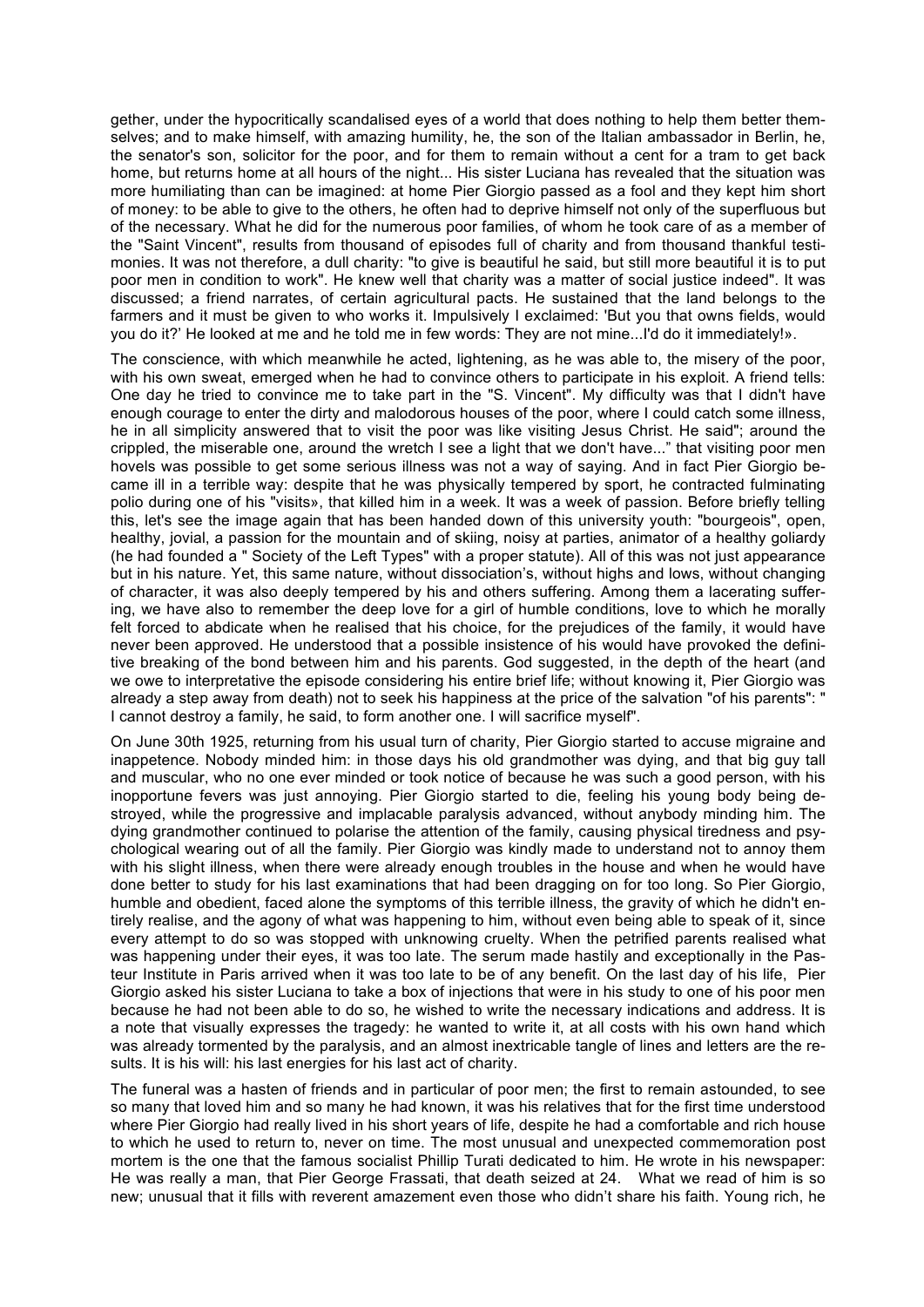gether, under the hypocritically scandalised eyes of a world that does nothing to help them better themselves; and to make himself, with amazing humility, he, the son of the Italian ambassador in Berlin, he, the senator's son, solicitor for the poor, and for them to remain without a cent for a tram to get back home, but returns home at all hours of the night... His sister Luciana has revealed that the situation was more humiliating than can be imagined: at home Pier Giorgio passed as a fool and they kept him short of money: to be able to give to the others, he often had to deprive himself not only of the superfluous but of the necessary. What he did for the numerous poor families, of whom he took care of as a member of the "Saint Vincent", results from thousand of episodes full of charity and from thousand thankful testimonies. It was not therefore, a dull charity: "to give is beautiful he said, but still more beautiful it is to put poor men in condition to work". He knew well that charity was a matter of social justice indeed". It was discussed; a friend narrates, of certain agricultural pacts. He sustained that the land belongs to the farmers and it must be given to who works it. Impulsively I exclaimed: 'But you that owns fields, would you do it?' He looked at me and he told me in few words: They are not mine...I'd do it immediately!».

The conscience, with which meanwhile he acted, lightening, as he was able to, the misery of the poor, with his own sweat, emerged when he had to convince others to participate in his exploit. A friend tells: One day he tried to convince me to take part in the "S. Vincent". My difficulty was that I didn't have enough courage to enter the dirty and malodorous houses of the poor, where I could catch some illness, he in all simplicity answered that to visit the poor was like visiting Jesus Christ. He said"; around the crippled, the miserable one, around the wretch I see a light that we don't have..." that visiting poor men hovels was possible to get some serious illness was not a way of saying. And in fact Pier Giorgio became ill in a terrible way: despite that he was physically tempered by sport, he contracted fulminating polio during one of his "visits», that killed him in a week. It was a week of passion. Before briefly telling this, let's see the image again that has been handed down of this university youth: "bourgeois", open, healthy, jovial, a passion for the mountain and of skiing, noisy at parties, animator of a healthy goliardy (he had founded a " Society of the Left Types" with a proper statute). All of this was not just appearance but in his nature. Yet, this same nature, without dissociation's, without highs and lows, without changing of character, it was also deeply tempered by his and others suffering. Among them a lacerating suffering, we have also to remember the deep love for a girl of humble conditions, love to which he morally felt forced to abdicate when he realised that his choice, for the prejudices of the family, it would have never been approved. He understood that a possible insistence of his would have provoked the definitive breaking of the bond between him and his parents. God suggested, in the depth of the heart (and we owe to interpretative the episode considering his entire brief life; without knowing it, Pier Giorgio was already a step away from death) not to seek his happiness at the price of the salvation "of his parents": " I cannot destroy a family, he said, to form another one. I will sacrifice myself".

On June 30th 1925, returning from his usual turn of charity, Pier Giorgio started to accuse migraine and inappetence. Nobody minded him: in those days his old grandmother was dying, and that big guy tall and muscular, who no one ever minded or took notice of because he was such a good person, with his inopportune fevers was just annoying. Pier Giorgio started to die, feeling his young body being destroyed, while the progressive and implacable paralysis advanced, without anybody minding him. The dying grandmother continued to polarise the attention of the family, causing physical tiredness and psychological wearing out of all the family. Pier Giorgio was kindly made to understand not to annoy them with his slight illness, when there were already enough troubles in the house and when he would have done better to study for his last examinations that had been dragging on for too long. So Pier Giorgio, humble and obedient, faced alone the symptoms of this terrible illness, the gravity of which he didn't entirely realise, and the agony of what was happening to him, without even being able to speak of it, since every attempt to do so was stopped with unknowing cruelty. When the petrified parents realised what was happening under their eyes, it was too late. The serum made hastily and exceptionally in the Pasteur Institute in Paris arrived when it was too late to be of any benefit. On the last day of his life, Pier Giorgio asked his sister Luciana to take a box of injections that were in his study to one of his poor men because he had not been able to do so, he wished to write the necessary indications and address. It is a note that visually expresses the tragedy: he wanted to write it, at all costs with his own hand which was already tormented by the paralysis, and an almost inextricable tangle of lines and letters are the results. It is his will: his last energies for his last act of charity.

The funeral was a hasten of friends and in particular of poor men; the first to remain astounded, to see so many that loved him and so many he had known, it was his relatives that for the first time understood where Pier Giorgio had really lived in his short years of life, despite he had a comfortable and rich house to which he used to return to, never on time. The most unusual and unexpected commemoration post mortem is the one that the famous socialist Phillip Turati dedicated to him. He wrote in his newspaper: He was really a man, that Pier George Frassati, that death seized at 24. What we read of him is so new; unusual that it fills with reverent amazement even those who didn't share his faith. Young rich, he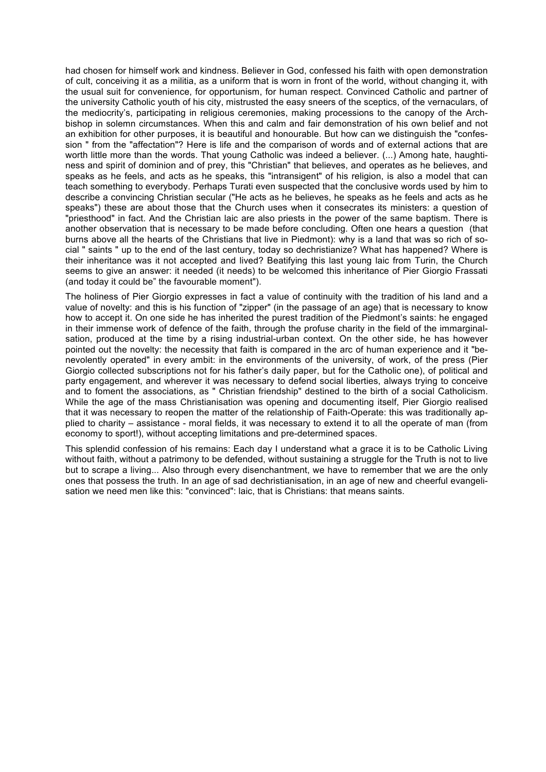had chosen for himself work and kindness. Believer in God, confessed his faith with open demonstration of cult, conceiving it as a militia, as a uniform that is worn in front of the world, without changing it, with the usual suit for convenience, for opportunism, for human respect. Convinced Catholic and partner of the university Catholic youth of his city, mistrusted the easy sneers of the sceptics, of the vernaculars, of the mediocrity's, participating in religious ceremonies, making processions to the canopy of the Archbishop in solemn circumstances. When this and calm and fair demonstration of his own belief and not an exhibition for other purposes, it is beautiful and honourable. But how can we distinguish the "confession " from the "affectation"? Here is life and the comparison of words and of external actions that are worth little more than the words. That young Catholic was indeed a believer. (...) Among hate, haughtiness and spirit of dominion and of prey, this "Christian" that believes, and operates as he believes, and speaks as he feels, and acts as he speaks, this "intransigent" of his religion, is also a model that can teach something to everybody. Perhaps Turati even suspected that the conclusive words used by him to describe a convincing Christian secular ("He acts as he believes, he speaks as he feels and acts as he speaks") these are about those that the Church uses when it consecrates its ministers: a question of "priesthood" in fact. And the Christian laic are also priests in the power of the same baptism. There is another observation that is necessary to be made before concluding. Often one hears a question (that burns above all the hearts of the Christians that live in Piedmont): why is a land that was so rich of social " saints " up to the end of the last century, today so dechristianize? What has happened? Where is their inheritance was it not accepted and lived? Beatifying this last young laic from Turin, the Church seems to give an answer: it needed (it needs) to be welcomed this inheritance of Pier Giorgio Frassati (and today it could be" the favourable moment").

The holiness of Pier Giorgio expresses in fact a value of continuity with the tradition of his land and a value of novelty: and this is his function of "zipper" (in the passage of an age) that is necessary to know how to accept it. On one side he has inherited the purest tradition of the Piedmont's saints: he engaged in their immense work of defence of the faith, through the profuse charity in the field of the immarginalsation, produced at the time by a rising industrial-urban context. On the other side, he has however pointed out the novelty: the necessity that faith is compared in the arc of human experience and it "benevolently operated" in every ambit: in the environments of the university, of work, of the press (Pier Giorgio collected subscriptions not for his father's daily paper, but for the Catholic one), of political and party engagement, and wherever it was necessary to defend social liberties, always trying to conceive and to foment the associations, as " Christian friendship" destined to the birth of a social Catholicism. While the age of the mass Christianisation was opening and documenting itself, Pier Giorgio realised that it was necessary to reopen the matter of the relationship of Faith-Operate: this was traditionally applied to charity – assistance - moral fields, it was necessary to extend it to all the operate of man (from economy to sport!), without accepting limitations and pre-determined spaces.

This splendid confession of his remains: Each day I understand what a grace it is to be Catholic Living without faith, without a patrimony to be defended, without sustaining a struggle for the Truth is not to live but to scrape a living... Also through every disenchantment, we have to remember that we are the only ones that possess the truth. In an age of sad dechristianisation, in an age of new and cheerful evangelisation we need men like this: "convinced": laic, that is Christians: that means saints.